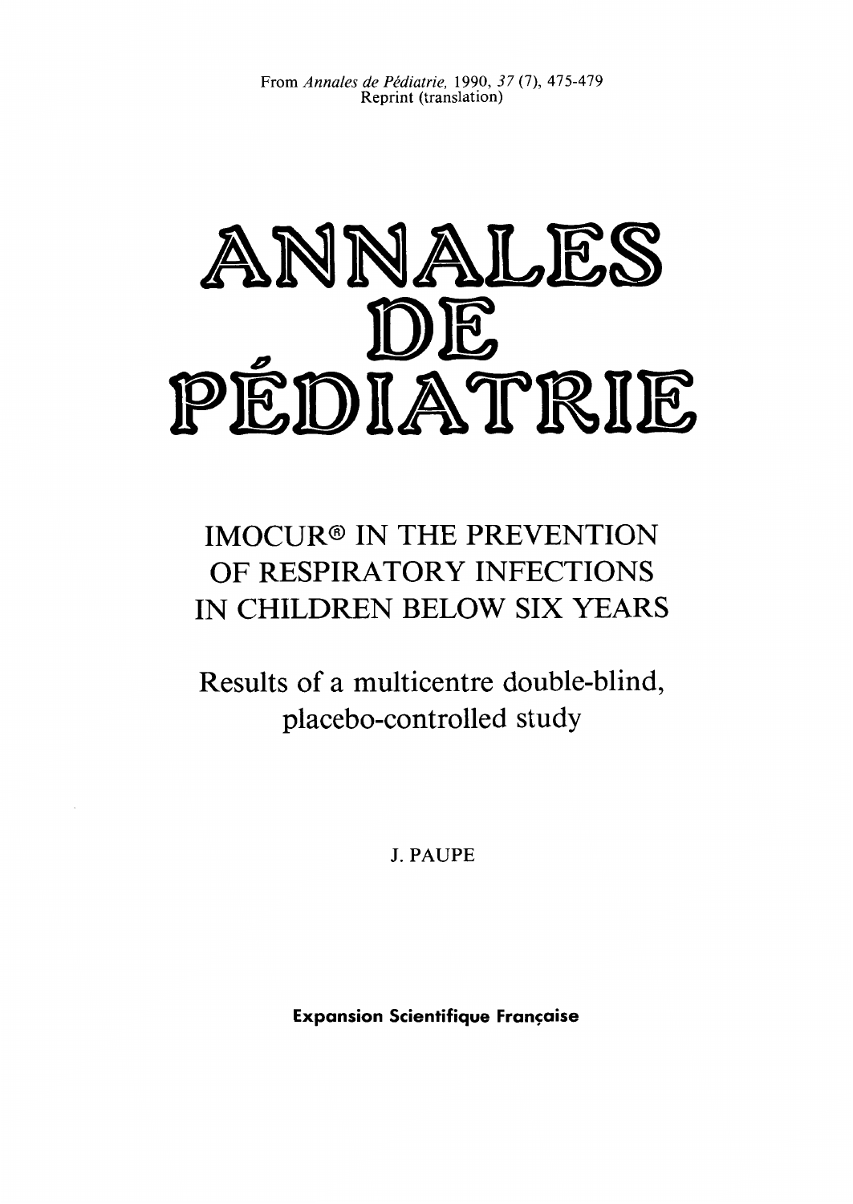From *Annales de Pédiatrie,* 1990, *37* (7), 475-479
Reprint (translation)

# ANNALES DE PÉDIATRIE

## IMOCUR® IN THE PREVENTION OF RESPIRATORY INFECTIONS IN CHILDREN BELOW SIX YEARS

### Results of a multicentre double-blind, placebo-controlled study

J. PAUPE

**Expansion Scientifique Française**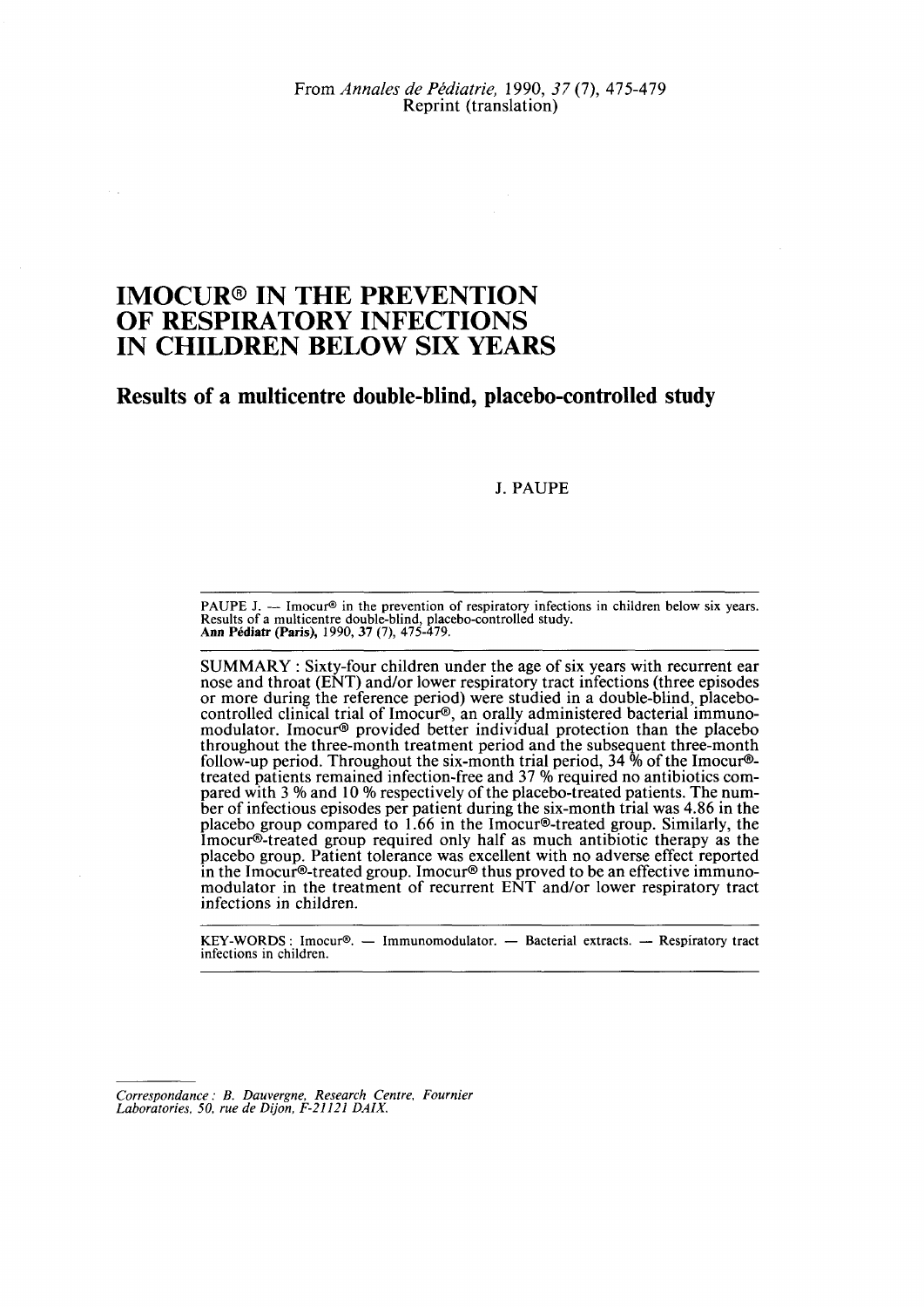From *Annales de Pédiatrie,* 1990, *37* (7), 475-479
Reprint (translation)

# IMOCUR® IN THE PREVENTION OF RESPIRATORY INFECTIONS IN CHILDREN BELOW SIX YEARS

## Results of a multicentre double-blind, placebo-controlled study

J. PAUPE

PAUPE J. — Imocur® in the prevention of respiratory infections in children below six years. Results of a multicentre double-blind, placebo-controlled study. **Ann Pédiatr (Paris),** 1990, 37 (7), 475-479.

SUMMARY : Sixty-four children under the age of six years with recurrent ear nose and throat (ENT) and/or lower respiratory tract infections (three episodes or more during the reference period) were studied in a double-blind, placebo-controlled clinical trial of Imocur®, an orally administered bacterial immunomodulator. Imocur® provided better individual protection than the placebo throughout the three-month treatment period and the subsequent three-month follow-up period. Throughout the six-month trial period, 34 % of the Imocur®-treated patients remained infection-free and 37 % required no antibiotics compared with 3 % and 10 % respectively of the placebo-treated patients. The number of infectious episodes per patient during the six-month trial was 4.86 in the placebo group compared to 1.66 in the Imocur®-treated group. Similarly, the Imocur®-treated group required only half as much antibiotic therapy as the placebo group. Patient tolerance was excellent with no adverse effect reported in the Imocur®-treated group. Imocur® thus proved to be an effective immunomodulator in the treatment of recurrent ENT and/or lower respiratory tract infections in children.

KEY-WORDS : Imocur®. — Immunomodulator. — Bacterial extracts. — Respiratory tract infections in children.

*Correspondance : B. Dauvergne, Research Centre, Fournier Laboratories, 50, rue de Dijon, F-21121 DAIX.*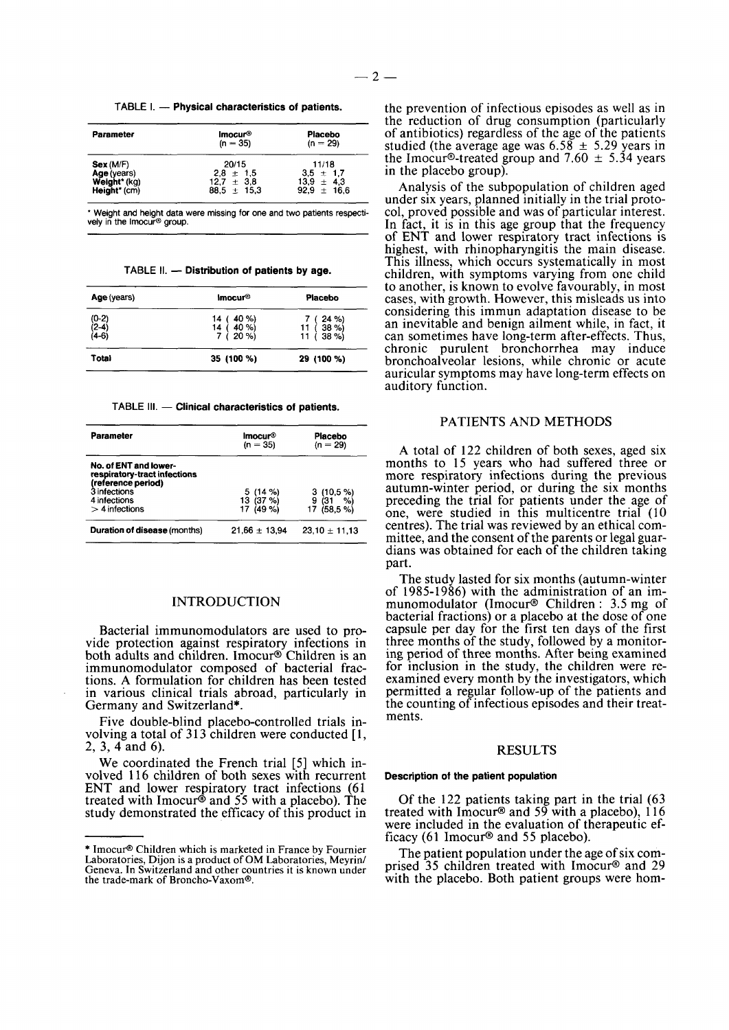TABLE I. — **Physical characteristics of patients.**

| Parameter | Imocur® (n = 35) | Placebo (n = 29) |
|---|---|---|
| **Sex** (M/F) | 20/15 | 11/18 |
| **Age** (years) | 2,8 ± 1,5 | 3,5 ± 1,7 |
| **Weight*** (kg) | 12,7 ± 3,8 | 13,9 ± 4,3 |
| **Height*** (cm) | 88,5 ± 15,3 | 92,9 ± 16,6 |

* Weight and height data were missing for one and two patients respectively in the Imocur® group.

TABLE II. — **Distribution of patients by age.**

| Age (years) | Imocur® | Placebo |
|---|---|---|
| (0-2) | 14 ( 40 %) | 7 ( 24 %) |
| (2-4) | 14 ( 40 %) | 11 ( 38 %) |
| (4-6) | 7 ( 20 %) | 11 ( 38 %) |
| **Total** | **35 (100 %)** | **29 (100 %)** |

TABLE III. — **Clinical characteristics of patients.**

| Parameter | Imocur® (n = 35) | Placebo (n = 29) |
|---|---|---|
| **No. of ENT and lower-respiratory-tract infections (reference period)** | | |
| 3 infections | 5 (14 %) | 3 (10,5 %) |
| 4 infections | 13 (37 %) | 9 (31 %) |
| > 4 infections | 17 (49 %) | 17 (58,5 %) |
| **Duration of disease** (months) | 21,66 ± 13,94 | 23,10 ± 11,13 |

## INTRODUCTION

Bacterial immunomodulators are used to provide protection against respiratory infections in both adults and children. Imocur® Children is an immunomodulator composed of bacterial fractions. A formulation for children has been tested in various clinical trials abroad, particularly in Germany and Switzerland*.

Five double-blind placebo-controlled trials involving a total of 313 children were conducted [1, 2, 3, 4 and 6).

We coordinated the French trial [5] which involved 116 children of both sexes with recurrent ENT and lower respiratory tract infections (61 treated with Imocur® and 55 with a placebo). The study demonstrated the efficacy of this product in the prevention of infectious episodes as well as in the reduction of drug consumption (particularly of antibiotics) regardless of the age of the patients studied (the average age was 6.58 ± 5.29 years in the Imocur®-treated group and 7.60 ± 5.34 years in the placebo group).

Analysis of the subpopulation of children aged under six years, planned initially in the trial protocol, proved possible and was of particular interest. In fact, it is in this age group that the frequency of ENT and lower respiratory tract infections is highest, with rhinopharyngitis the main disease. This illness, which occurs systematically in most children, with symptoms varying from one child to another, is known to evolve favourably, in most cases, with growth. However, this misleads us into considering this immun adaptation disease to be an inevitable and benign ailment while, in fact, it can sometimes have long-term after-effects. Thus, chronic purulent bronchorrhea may induce bronchoalveolar lesions, while chronic or acute auricular symptoms may have long-term effects on auditory function.

* Imocur® Children which is marketed in France by Fournier Laboratories, Dijon is a product of OM Laboratories, Meyrin/Geneva. In Switzerland and other countries it is known under the trade-mark of Broncho-Vaxom®.

## PATIENTS AND METHODS

A total of 122 children of both sexes, aged six months to 15 years who had suffered three or more respiratory infections during the previous autumn-winter period, or during the six months preceding the trial for patients under the age of one, were studied in this multicentre trial (10 centres). The trial was reviewed by an ethical committee, and the consent of the parents or legal guardians was obtained for each of the children taking part.

The study lasted for six months (autumn-winter of 1985-1986) with the administration of an immunomodulator (Imocur® Children : 3.5 mg of bacterial fractions) or a placebo at the dose of one capsule per day for the first ten days of the first three months of the study, followed by a monitoring period of three months. After being examined for inclusion in the study, the children were re-examined every month by the investigators, which permitted a regular follow-up of the patients and the counting of infectious episodes and their treatments.

## RESULTS

#### Description of the patient population

Of the 122 patients taking part in the trial (63 treated with Imocur® and 59 with a placebo), 116 were included in the evaluation of therapeutic efficacy (61 Imocur® and 55 placebo).

The patient population under the age of six comprised 35 children treated with Imocur® and 29 with the placebo. Both patient groups were hom-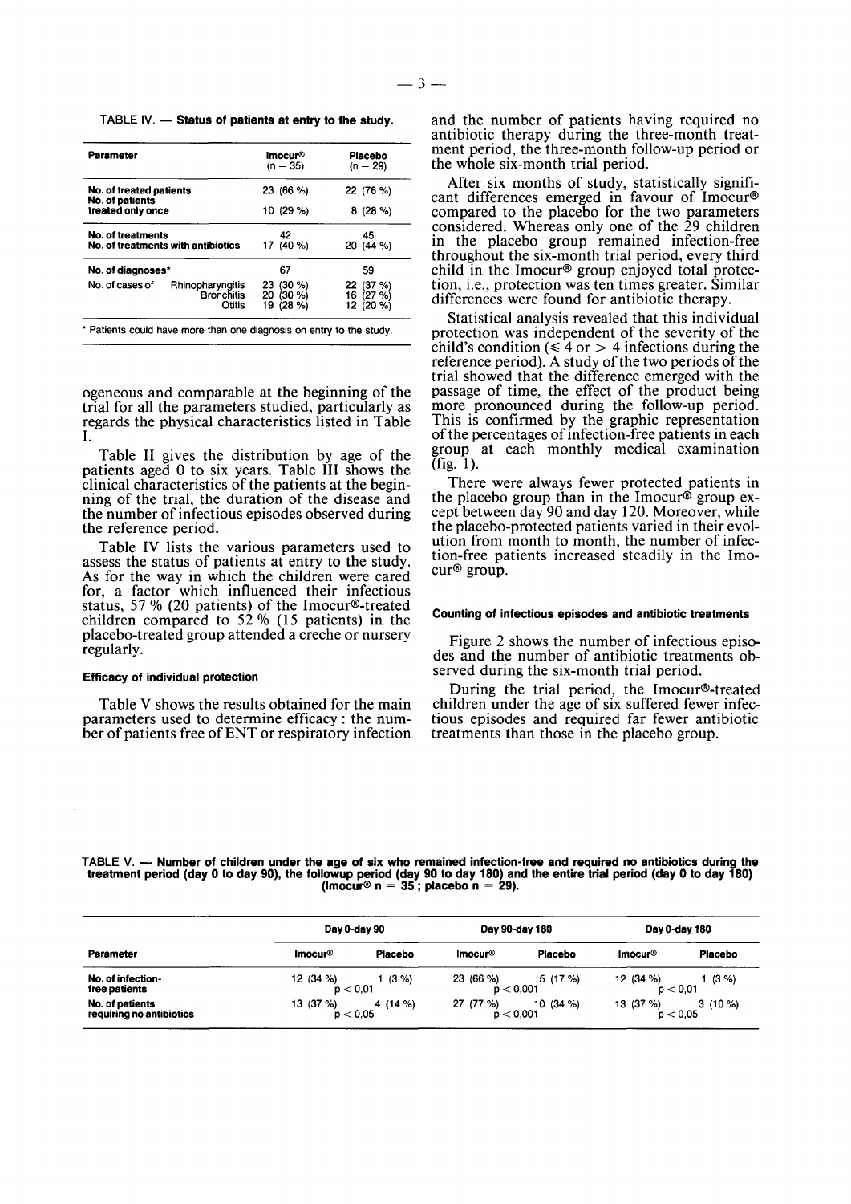TABLE IV. — **Status of patients at entry to the study.**

| Parameter | | Imocur® (n = 35) | Placebo (n = 29) |
|---|---|---|---|
| No. of treated patients | | 23 (66 %) | 22 (76 %) |
| No. of patients treated only once | | 10 (29 %) | 8 (28 %) |
| No. of treatments | | 42 | 45 |
| No. of treatments with antibiotics | | 17 (40 %) | 20 (44 %) |
| No. of diagnoses* | | 67 | 59 |
| No. of cases of | Rhinopharyngitis | 23 (30 %) | 22 (37 %) |
| | Bronchitis | 20 (30 %) | 16 (27 %) |
| | Otitis | 19 (28 %) | 12 (20 %) |

\* Patients could have more than one diagnosis on entry to the study.

ogeneous and comparable at the beginning of the trial for all the parameters studied, particularly as regards the physical characteristics listed in Table I.

Table II gives the distribution by age of the patients aged 0 to six years. Table III shows the clinical characteristics of the patients at the beginning of the trial, the duration of the disease and the number of infectious episodes observed during the reference period.

Table IV lists the various parameters used to assess the status of patients at entry to the study. As for the way in which the children were cared for, a factor which influenced their infectious status, 57 % (20 patients) of the Imocur®-treated children compared to 52 % (15 patients) in the placebo-treated group attended a creche or nursery regularly.

#### Efficacy of individual protection

Table V shows the results obtained for the main parameters used to determine efficacy : the number of patients free of ENT or respiratory infection and the number of patients having required no antibiotic therapy during the three-month treatment period, the three-month follow-up period or the whole six-month trial period.

After six months of study, statistically significant differences emerged in favour of Imocur® compared to the placebo for the two parameters considered. Whereas only one of the 29 children in the placebo group remained infection-free throughout the six-month trial period, every third child in the Imocur® group enjoyed total protection, i.e., protection was ten times greater. Similar differences were found for antibiotic therapy.

Statistical analysis revealed that this individual protection was independent of the severity of the child's condition ($\leq 4$ or $> 4$ infections during the reference period). A study of the two periods of the trial showed that the difference emerged with the passage of time, the effect of the product being more pronounced during the follow-up period. This is confirmed by the graphic representation of the percentages of infection-free patients in each group at each monthly medical examination (fig. 1).

There were always fewer protected patients in the placebo group than in the Imocur® group except between day 90 and day 120. Moreover, while the placebo-protected patients varied in their evolution from month to month, the number of infection-free patients increased steadily in the Imocur® group.

#### Counting of infectious episodes and antibiotic treatments

Figure 2 shows the number of infectious episodes and the number of antibiotic treatments observed during the six-month trial period.

During the trial period, the Imocur®-treated children under the age of six suffered fewer infectious episodes and required far fewer antibiotic treatments than those in the placebo group.

TABLE V. — **Number of children under the age of six who remained infection-free and required no antibiotics during the treatment period (day 0 to day 90), the followup period (day 90 to day 180) and the entire trial period (day 0 to day 180) (Imocur® n = 35 ; placebo n = 29).**

| Parameter | Day 0-day 90 | | Day 90-day 180 | | Day 0-day 180 | |
|---|---|---|---|---|---|---|
| | Imocur® | Placebo | Imocur® | Placebo | Imocur® | Placebo |
| No. of infection-free patients | 12 (34 %) | 1 (3 %) | 23 (66 %) | 5 (17 %) | 12 (34 %) | 1 (3 %) |
| | $p < 0{,}01$ | | $p < 0{,}001$ | | $p < 0{,}01$ | |
| No. of patients requiring no antibiotics | 13 (37 %) | 4 (14 %) | 27 (77 %) | 10 (34 %) | 13 (37 %) | 3 (10 %) |
| | $p < 0{,}05$ | | $p < 0{,}001$ | | $p < 0{,}05$ | |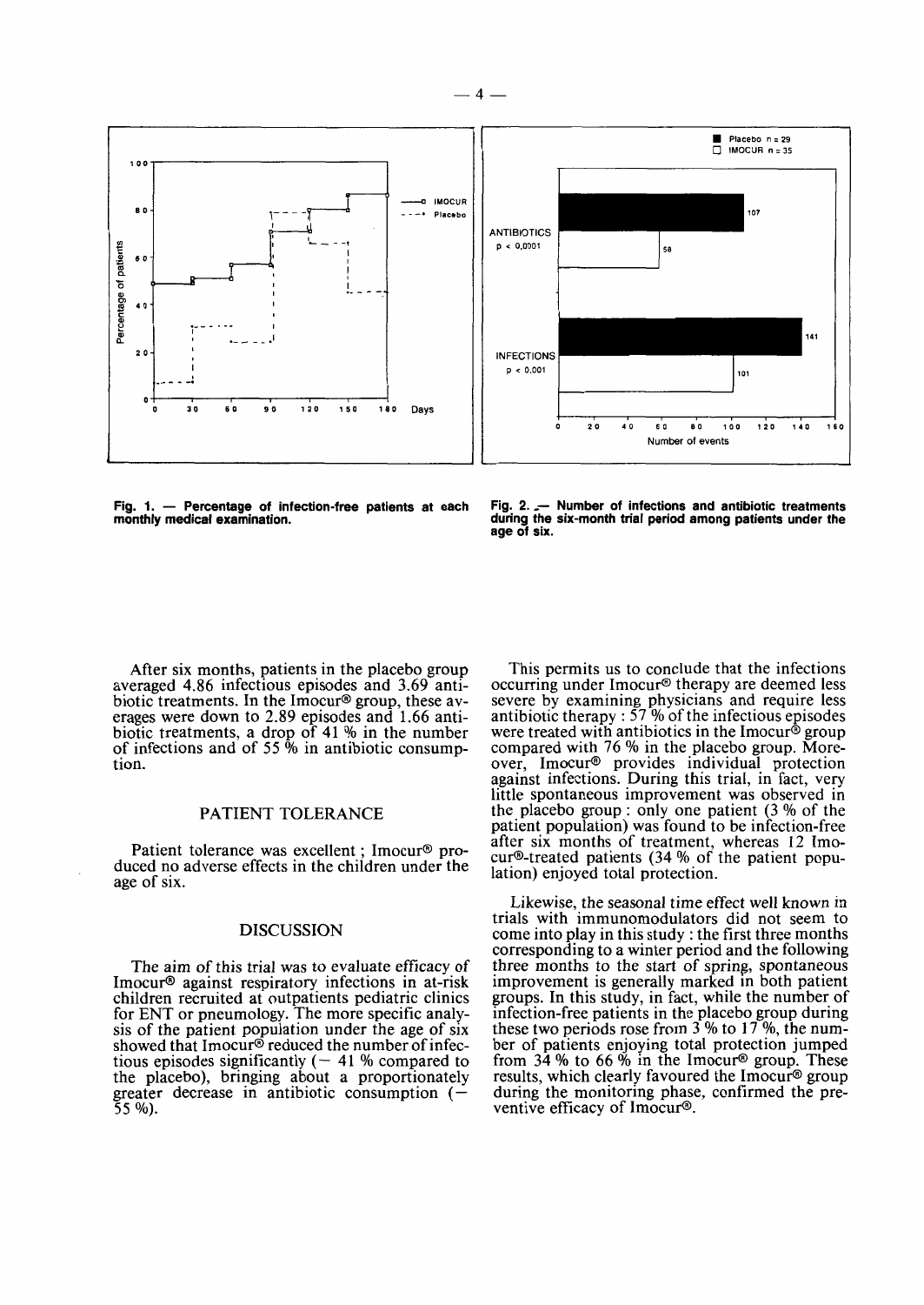Fig. 1. — Percentage of infection-free patients at each monthly medical examination.

Fig. 2. — Number of infections and antibiotic treatments during the six-month trial period among patients under the age of six.

After six months, patients in the placebo group averaged 4.86 infectious episodes and 3.69 antibiotic treatments. In the Imocur® group, these averages were down to 2.89 episodes and 1.66 antibiotic treatments, a drop of 41 % in the number of infections and of 55 % in antibiotic consumption.

## PATIENT TOLERANCE

Patient tolerance was excellent ; Imocur® produced no adverse effects in the children under the age of six.

## DISCUSSION

The aim of this trial was to evaluate efficacy of Imocur® against respiratory infections in at-risk children recruited at outpatients pediatric clinics for ENT or pneumology. The more specific analysis of the patient population under the age of six showed that Imocur® reduced the number of infectious episodes significantly (− 41 % compared to the placebo), bringing about a proportionately greater decrease in antibiotic consumption (− 55 %).

This permits us to conclude that the infections occurring under Imocur® therapy are deemed less severe by examining physicians and require less antibiotic therapy : 57 % of the infectious episodes were treated with antibiotics in the Imocur® group compared with 76 % in the placebo group. Moreover, Imocur® provides individual protection against infections. During this trial, in fact, very little spontaneous improvement was observed in the placebo group : only one patient (3 % of the patient population) was found to be infection-free after six months of treatment, whereas 12 Imocur®-treated patients (34 % of the patient population) enjoyed total protection.

Likewise, the seasonal time effect well known in trials with immunomodulators did not seem to come into play in this study : the first three months corresponding to a winter period and the following three months to the start of spring, spontaneous improvement is generally marked in both patient groups. In this study, in fact, while the number of infection-free patients in the placebo group during these two periods rose from 3 % to 17 %, the number of patients enjoying total protection jumped from 34 % to 66 % in the Imocur® group. These results, which clearly favoured the Imocur® group during the monitoring phase, confirmed the preventive efficacy of Imocur®.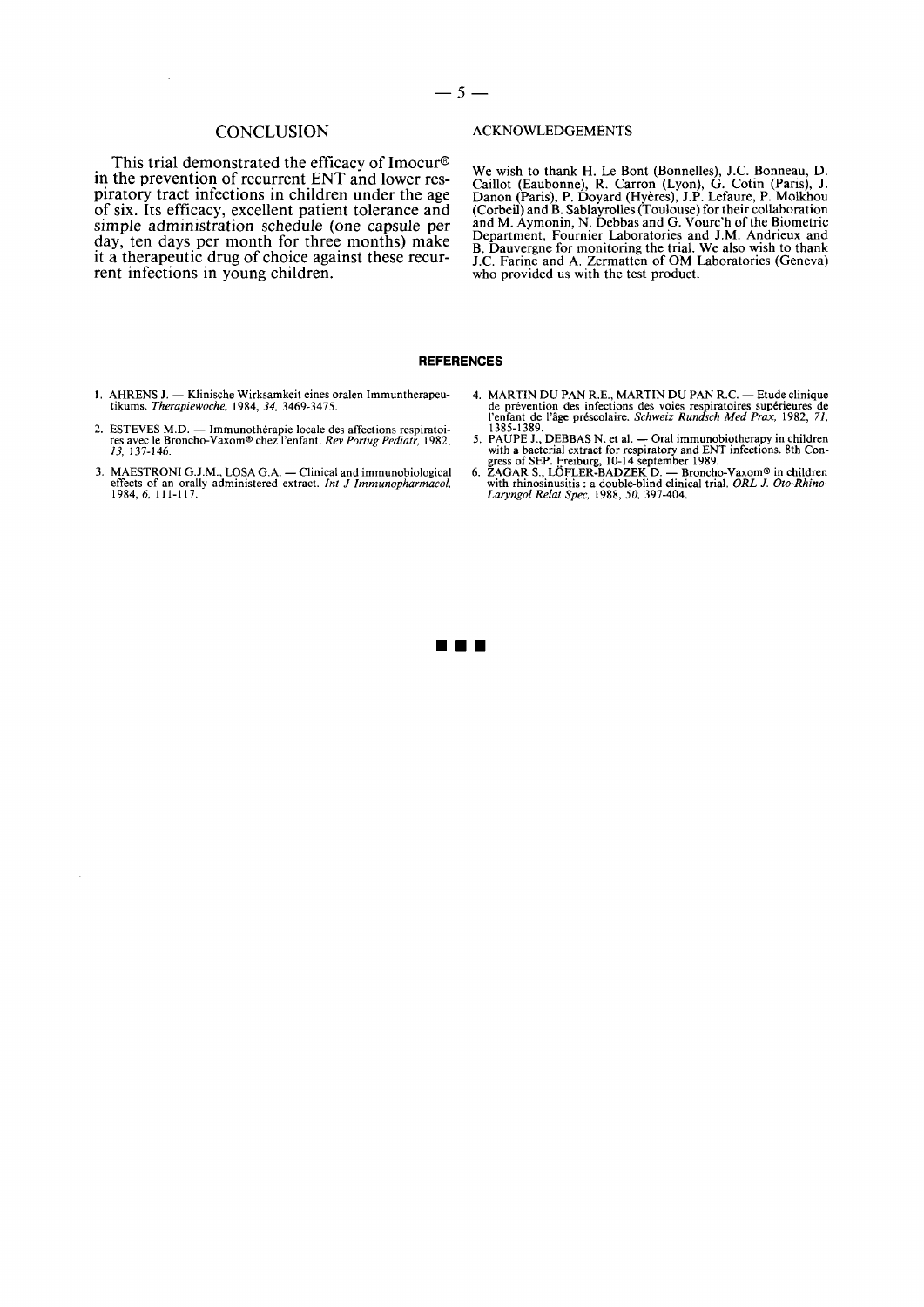## CONCLUSION

This trial demonstrated the efficacy of Imocur® in the prevention of recurrent ENT and lower respiratory tract infections in children under the age of six. Its efficacy, excellent patient tolerance and simple administration schedule (one capsule per day, ten days per month for three months) make it a therapeutic drug of choice against these recurrent infections in young children.

## ACKNOWLEDGEMENTS

We wish to thank H. Le Bont (Bonnelles), J.C. Bonneau, D. Caillot (Eaubonne), R. Carron (Lyon), G. Cotin (Paris), J. Danon (Paris), P. Doyard (Hyères), J.P. Lefaure, P. Molkhou (Corbeil) and B. Sablayrolles (Toulouse) for their collaboration and M. Aymonin, N. Debbas and G. Vourc'h of the Biometric Department, Fournier Laboratories and J.M. Andrieux and B. Dauvergne for monitoring the trial. We also wish to thank J.C. Farine and A. Zermatten of OM Laboratories (Geneva) who provided us with the test product.

## REFERENCES

1. AHRENS J. — Klinische Wirksamkeit eines oralen Immuntherapeutikums. *Therapiewoche,* 1984, *34,* 3469-3475.
2. ESTEVES M.D. — Immunothérapie locale des affections respiratoires avec le Broncho-Vaxom® chez l'enfant. *Rev Portug Pediatr,* 1982, *13,* 137-146.
3. MAESTRONI G.J.M., LOSA G.A. — Clinical and immunobiological effects of an orally administered extract. *Int J Immunopharmacol,* 1984, *6,* 111-117.
4. MARTIN DU PAN R.E., MARTIN DU PAN R.C. — Etude clinique de prévention des infections des voies respiratoires supérieures de l'enfant de l'âge préscolaire. *Schweiz Rundsch Med Prax,* 1982, *71,* 1385-1389.
5. PAUPE J., DEBBAS N. et al. — Oral immunobiotherapy in children with a bacterial extract for respiratory and ENT infections. 8th Congress of SEP. Freiburg, 10-14 september 1989.
6. ŽAGAR S., LÖFLER-BADZEK D. — Broncho-Vaxom® in children with rhinosinusitis : a double-blind clinical trial. *ORL J. Oto-Rhino-Laryngol Relat Spec,* 1988, *50,* 397-404.